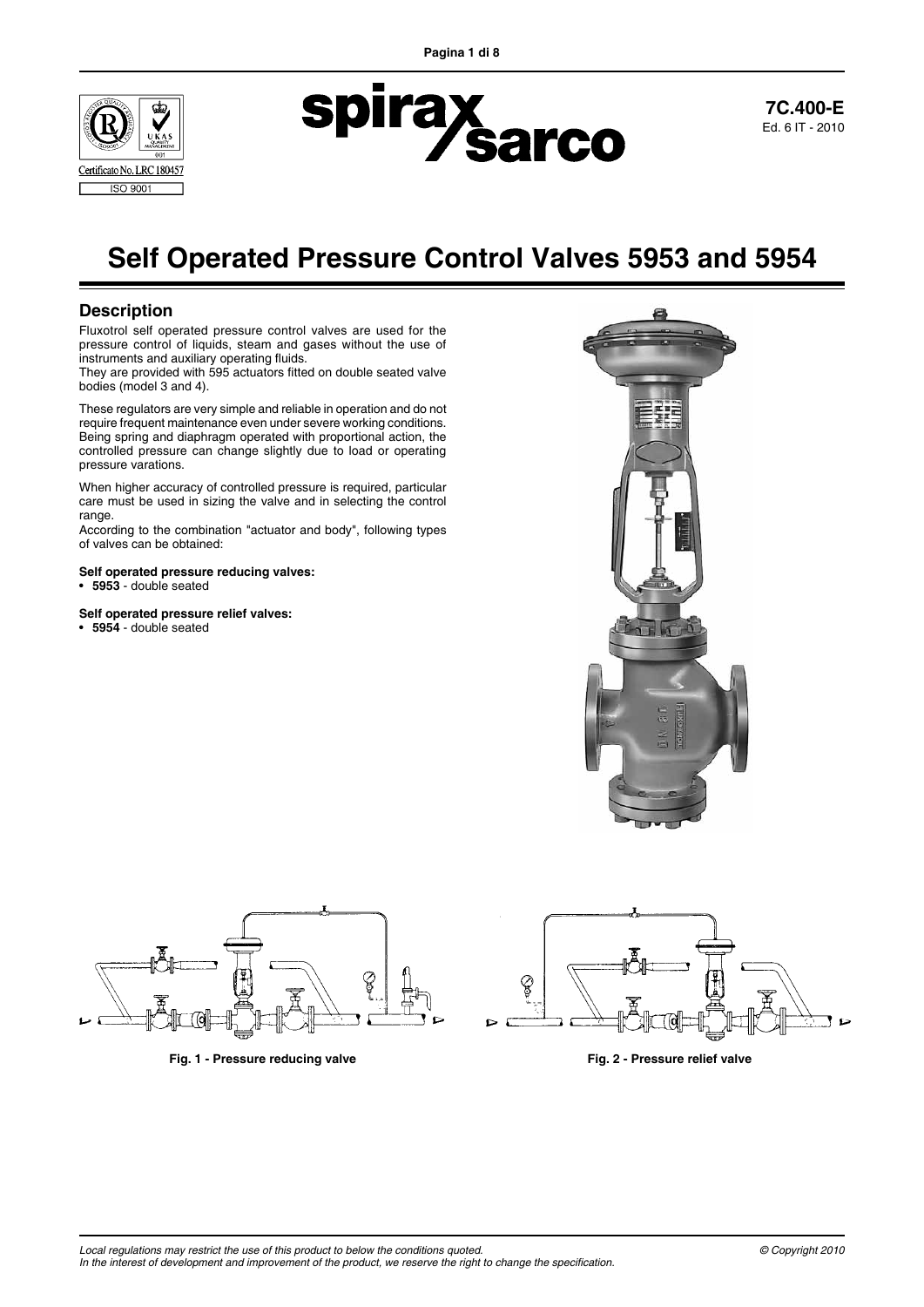7C.400-E
Ed. 6 IT - 2010

# Self Operated Pressure Control Valves 5953 and 5954

## Description

Fluxotrol self operated pressure control valves are used for the pressure control of liquids, steam and gases without the use of instruments and auxiliary operating fluids.
They are provided with 595 actuators fitted on double seated valve bodies (model 3 and 4).

These regulators are very simple and reliable in operation and do not require frequent maintenance even under severe working conditions. Being spring and diaphragm operated with proportional action, the controlled pressure can change slightly due to load or operating pressure varations.

When higher accuracy of controlled pressure is required, particular care must be used in sizing the valve and in selecting the control range.
According to the combination "actuator and body", following types of valves can be obtained:

**Self operated pressure reducing valves:**
- **5953** - double seated

**Self operated pressure relief valves:**
- **5954** - double seated

**Fig. 1 - Pressure reducing valve**

**Fig. 2 - Pressure relief valve**

*Local regulations may restrict the use of this product to below the conditions quoted.*
*In the interest of development and improvement of the product, we reserve the right to change the specification.*

*© Copyright 2010*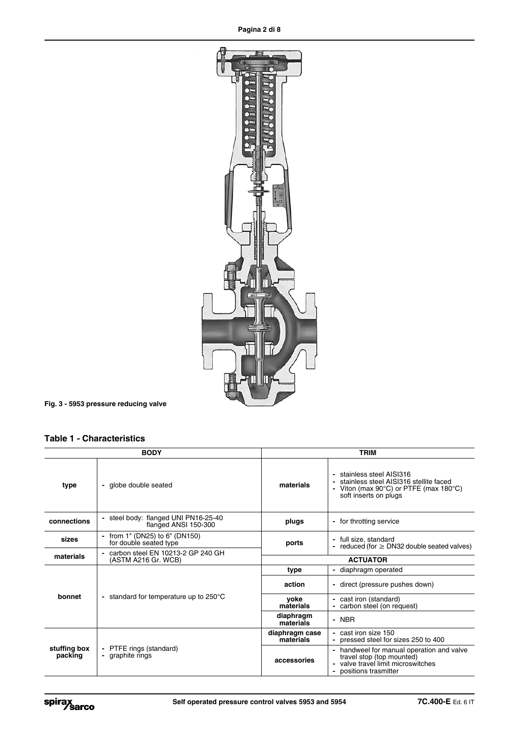Fig. 3 - 5953 pressure reducing valve

## Table 1 - Characteristics

| BODY | | TRIM | |
|---|---|---|---|
| **type** | - globe double seated | **materials** | - stainless steel AISI316<br>- stainless steel AISI316 stellite faced<br>- Viton (max 90°C) or PTFE (max 180°C) soft inserts on plugs |
| **connections** | - steel body: flanged UNI PN16-25-40 flanged ANSI 150-300 | **plugs** | - for throttling service |
| **sizes** | - from 1" (DN25) to 6" (DN150) for double seated type | **ports** | - full size, standard<br>- reduced (for ≥ DN32 double seated valves) |
| **materials** | - carbon steel EN 10213-2 GP 240 GH (ASTM A216 Gr. WCB) | **ACTUATOR** | |
| **bonnet** | - standard for temperature up to 250°C | **type** | - diaphragm operated |
| | | **action** | - direct (pressure pushes down) |
| | | **yoke materials** | - cast iron (standard)<br>- carbon steel (on request) |
| | | **diaphragm materials** | - NBR |
| **stuffing box packing** | - PTFE rings (standard)<br>- graphite rings | **diaphragm case materials** | - cast iron size 150<br>- pressed steel for sizes 250 to 400 |
| | | **accessories** | - handweel for manual operation and valve travel stop (top mounted)<br>- valve travel limit microswitches<br>- positions trasmitter |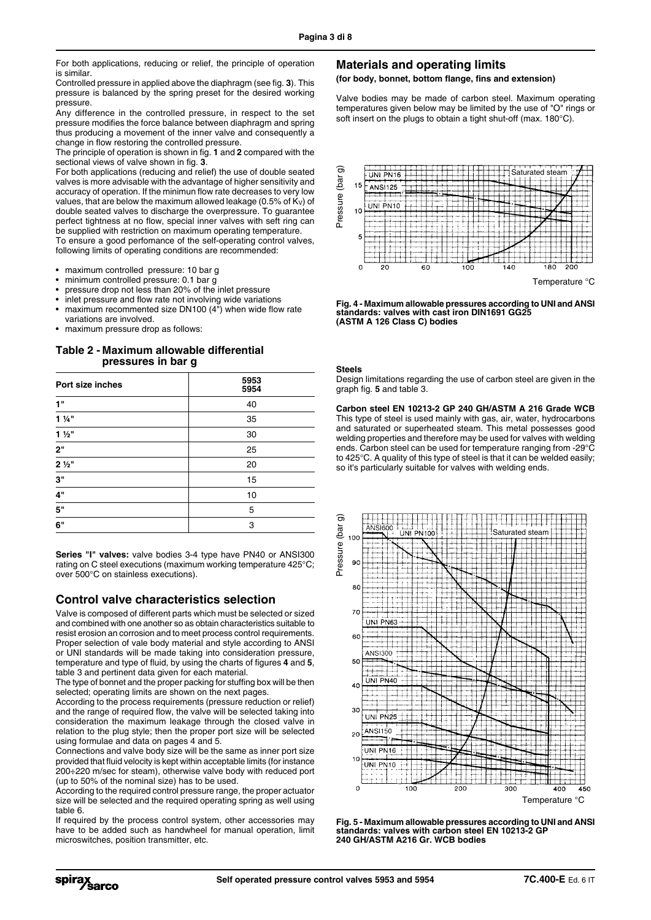For both applications, reducing or relief, the principle of operation is similar.

Controlled pressure in applied above the diaphragm (see fig. **3**). This pressure is balanced by the spring preset for the desired working pressure.

Any difference in the controlled pressure, in respect to the set pressure modifies the force balance between diaphragm and spring thus producing a movement of the inner valve and consequently a change in flow restoring the controlled pressure.

The principle of operation is shown in fig. **1** and **2** compared with the sectional views of valve shown in fig. **3**.

For both applications (reducing and relief) the use of double seated valves is more advisable with the advantage of higher sensitivity and accuracy of operation. If the minimun flow rate decreases to very low values, that are below the maximum allowed leakage (0.5% of $K_V$) of double seated valves to discharge the overpressure. To guarantee perfect tightness at no flow, special inner valves with seft ring can be supplied with restriction on maximum operating temperature.

To ensure a good perfomance of the self-operating control valves, following limits of operating conditions are recommended:

- maximum controlled pressure: 10 bar g
- minimum controlled pressure: 0.1 bar g
- pressure drop not less than 20% of the inlet pressure
- inlet pressure and flow rate not involving wide variations
- maximum recommented size DN100 (4") when wide flow rate variations are involved.
- maximum pressure drop as follows:

**Table 2 - Maximum allowable differential pressures in bar g**

| Port size inches | 5953 5954 |
|---|---|
| 1" | 40 |
| 1 ¼" | 35 |
| 1 ½" | 30 |
| 2" | 25 |
| 2 ½" | 20 |
| 3" | 15 |
| 4" | 10 |
| 5" | 5 |
| 6" | 3 |

**Series "I" valves:** valve bodies 3-4 type have PN40 or ANSI300 rating on C steel executions (maximum working temperature 425°C; over 500°C on stainless executions).

## Control valve characteristics selection

Valve is composed of different parts which must be selected or sized and combined with one another so as obtain characteristics suitable to resist erosion an corrosion and to meet process control requirements. Proper selection of vale body material and style according to ANSI or UNI standards will be made taking into consideration pressure, temperature and type of fluid, by using the charts of figures **4** and **5**, table 3 and pertinent data given for each material.

The type of bonnet and the proper packing for stuffing box will be then selected; operating limits are shown on the next pages.

According to the process requirements (pressure reduction or relief) and the range of required flow, the valve will be selected taking into consideration the maximum leakage through the closed valve in relation to the plug style; then the proper port size will be selected using formulae and data on pages 4 and 5.

Connections and valve body size will be the same as inner port size provided that fluid velocity is kept within acceptable limits (for instance 200÷220 m/sec for steam), otherwise valve body with reduced port (up to 50% of the nominal size) has to be used.

According to the required control pressure range, the proper actuator size will be selected and the required operating spring as well using table 6.

If required by the process control system, other accessories may have to be added such as handwheel for manual operation, limit microswitches, position transmitter, etc.

## Materials and operating limits

**(for body, bonnet, bottom flange, fins and extension)**

Valve bodies may be made of carbon steel. Maximum operating temperatures given below may be limited by the use of "O" rings or soft insert on the plugs to obtain a tight shut-off (max. 180°C).

**Fig. 4 - Maximum allowable pressures according to UNI and ANSI standards: valves with cast iron DIN1691 GG25 (ASTM A 126 Class C) bodies**

### Steels

Design limitations regarding the use of carbon steel are given in the graph fig. **5** and table 3.

**Carbon steel EN 10213-2 GP 240 GH/ASTM A 216 Grade WCB**

This type of steel is used mainly with gas, air, water, hydrocarbons and saturated or superheated steam. This metal possesses good welding properties and therefore may be used for valves with welding ends. Carbon steel can be used for temperature ranging from -29°C to 425°C. A quality of this type of steel is that it can be welded easily; so it's particularly suitable for valves with welding ends.

**Fig. 5 - Maximum allowable pressures according to UNI and ANSI standards: valves with carbon steel EN 10213-2 GP 240 GH/ASTM A216 Gr. WCB bodies**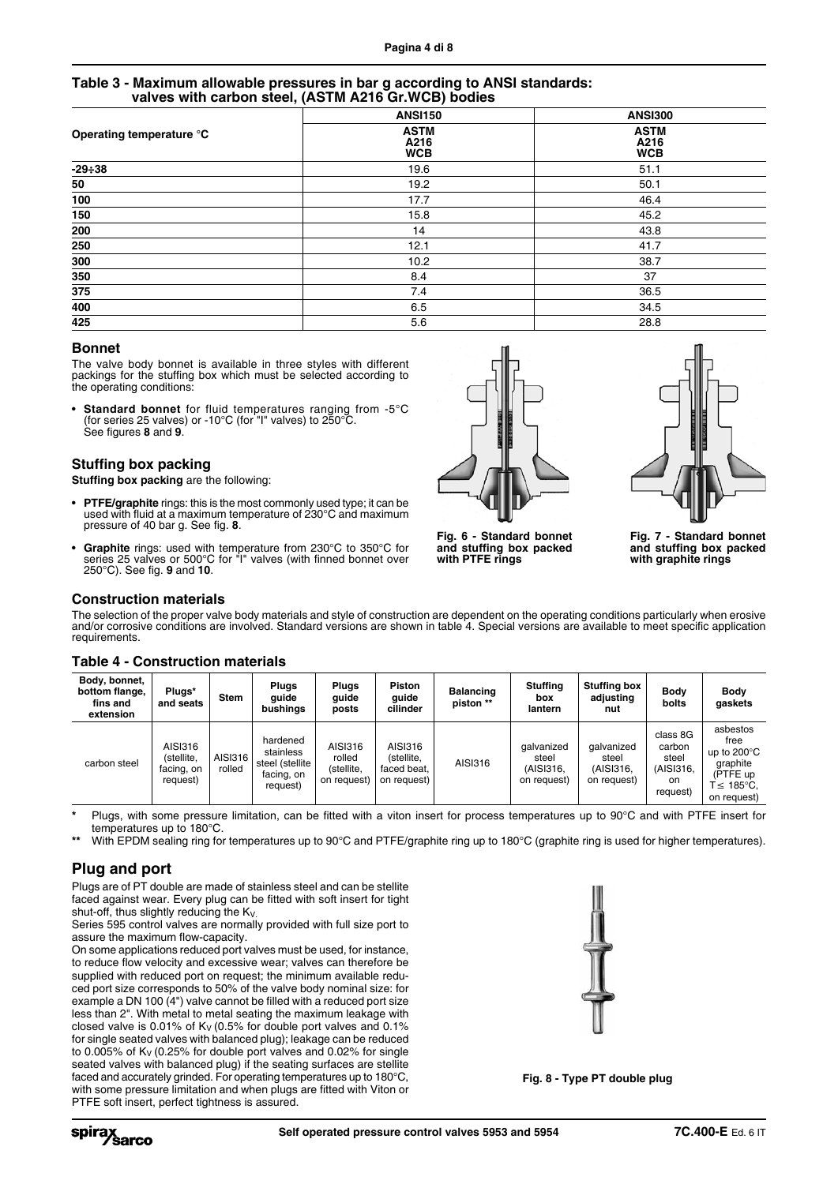## Table 3 - Maximum allowable pressures in bar g according to ANSI standards: valves with carbon steel, (ASTM A216 Gr.WCB) bodies

| Operating temperature °C | ANSI150 | ANSI300 |
|---|---|---|
| | ASTM A216 WCB | ASTM A216 WCB |
| -29÷38 | 19.6 | 51.1 |
| 50 | 19.2 | 50.1 |
| 100 | 17.7 | 46.4 |
| 150 | 15.8 | 45.2 |
| 200 | 14 | 43.8 |
| 250 | 12.1 | 41.7 |
| 300 | 10.2 | 38.7 |
| 350 | 8.4 | 37 |
| 375 | 7.4 | 36.5 |
| 400 | 6.5 | 34.5 |
| 425 | 5.6 | 28.8 |

## Bonnet

The valve body bonnet is available in three styles with different packings for the stuffing box which must be selected according to the operating conditions:

- **Standard bonnet** for fluid temperatures ranging from -5°C (for series 25 valves) or -10°C (for "I" valves) to 250°C. See figures **8** and **9**.

## Stuffing box packing

**Stuffing box packing** are the following:

- **PTFE/graphite** rings: this is the most commonly used type; it can be used with fluid at a maximum temperature of 230°C and maximum pressure of 40 bar g. See fig. **8**.
- **Graphite** rings: used with temperature from 230°C to 350°C for series 25 valves or 500°C for "I" valves (with finned bonnet over 250°C). See fig. **9** and **10**.

**Fig. 6 - Standard bonnet and stuffing box packed with PTFE rings**

**Fig. 7 - Standard bonnet and stuffing box packed with graphite rings**

## Construction materials

The selection of the proper valve body materials and style of construction are dependent on the operating conditions particularly when erosive and/or corrosive conditions are involved. Standard versions are shown in table 4. Special versions are available to meet specific application requirements.

## Table 4 - Construction materials

| Body, bonnet, bottom flange, fins and extension | Plugs* and seats | Stem | Plugs guide bushings | Plugs guide posts | Piston guide cilinder | Balancing piston ** | Stuffing box lantern | Stuffing box adjusting nut | Body bolts | Body gaskets |
|---|---|---|---|---|---|---|---|---|---|---|
| carbon steel | AISI316 (stellite, facing, on request) | AISI316 rolled | hardened stainless steel (stellite facing, on request) | AISI316 rolled (stellite, on request) | AISI316 (stellite, faced beat, on request) | AISI316 | galvanized steel (AISI316, on request) | galvanized steel (AISI316, on request) | class 8G carbon steel (AISI316, on request) | asbestos free up to 200°C graphite (PTFE up T ≤ 185°C, on request) |

\* Plugs, with some pressure limitation, can be fitted with a viton insert for process temperatures up to 90°C and with PTFE insert for temperatures up to 180°C.

\*\* With EPDM sealing ring for temperatures up to 90°C and PTFE/graphite ring up to 180°C (graphite ring is used for higher temperatures).

## Plug and port

Plugs are of PT double are made of stainless steel and can be stellite faced against wear. Every plug can be fitted with soft insert for tight shut-off, thus slightly reducing the $K_V$.

Series 595 control valves are normally provided with full size port to assure the maximum flow-capacity.

On some applications reduced port valves must be used, for instance, to reduce flow velocity and excessive wear; valves can therefore be supplied with reduced port on request; the minimum available reduced port size corresponds to 50% of the valve body nominal size: for example a DN 100 (4") valve cannot be filled with a reduced port size less than 2". With metal to metal seating the maximum leakage with closed valve is 0.01% of $K_V$ (0.5% for double port valves and 0.1% for single seated valves with balanced plug); leakage can be reduced to 0.005% of $K_V$ (0.25% for double port valves and 0.02% for single seated valves with balanced plug) if the seating surfaces are stellite faced and accurately grinded. For operating temperatures up to 180°C, with some pressure limitation and when plugs are fitted with Viton or PTFE soft insert, perfect tightness is assured.

**Fig. 8 - Type PT double plug**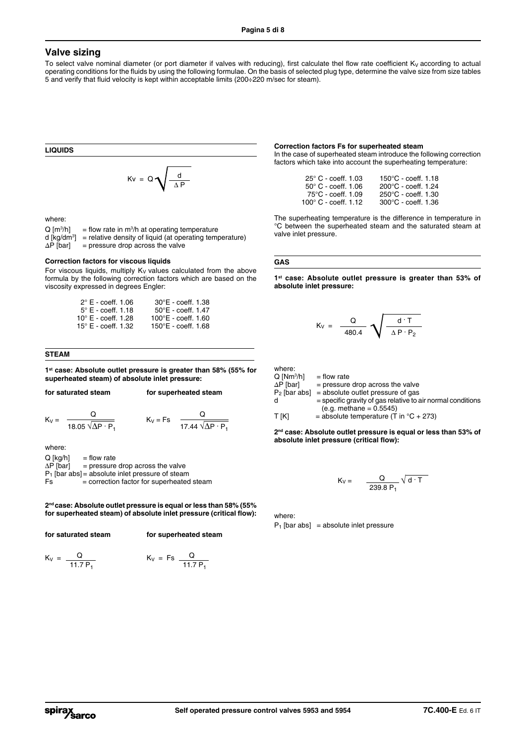## Valve sizing

To select valve nominal diameter (or port diameter if valves with reducing), first calculate thel flow rate coefficient $K_V$ according to actual operating conditions for the fluids by using the following formulae. On the basis of selected plug type, determine the valve size from size tables 5 and verify that fluid velocity is kept within acceptable limits (200÷220 m/sec for steam).

### LIQUIDS

$$Kv = Q\sqrt{\frac{d}{\Delta P}}$$

where:

- Q [$m^3$/h] = flow rate in $m^3$/h at operating temperature
- d [kg/$dm^3$] = relative density of liquid (at operating temperature)
- $\Delta P$ [bar] = pressure drop across the valve

**Correction factors for viscous liquids**

For viscous liquids, multiply $K_V$ values calculated from the above formula by the following correction factors which are based on the viscosity expressed in degrees Engler:

| | |
|---|---|
| 2° E - coeff. 1.06 | 30°E - coeff. 1.38 |
| 5° E - coeff. 1.18 | 50°E - coeff. 1.47 |
| 10° E - coeff. 1.28 | 100°E - coeff. 1.60 |
| 15° E - coeff. 1.32 | 150°E - coeff. 1.68 |

### STEAM

**1st case: Absolute outlet pressure is greater than 58% (55% for superheated steam) of absolute inlet pressure:**

**for saturated steam**

$$K_V = \frac{Q}{18.05\sqrt{\Delta P \cdot P_1}}$$

**for superheated steam**

$$K_V = Fs\,\frac{Q}{17.44\sqrt{\Delta P \cdot P_1}}$$

where:

- Q [kg/h] = flow rate
- $\Delta P$ [bar] = pressure drop across the valve
- $P_1$ [bar abs] = absolute inlet pressure of steam
- Fs = correction factor for superheated steam

**2nd case: Absolute outlet pressure is equal or less than 58% (55% for superheated steam) of absolute inlet pressure (critical flow):**

**for saturated steam**

$$K_V = \frac{Q}{11.7\,P_1}$$

**for superheated steam**

$$K_V = Fs\,\frac{Q}{11.7\,P_1}$$

**Correction factors Fs for superheated steam**

In the case of superheated steam introduce the following correction factors which take into account the superheating temperature:

| | |
|---|---|
| 25° C - coeff. 1.03 | 150°C - coeff. 1.18 |
| 50° C - coeff. 1.06 | 200°C - coeff. 1.24 |
| 75°C - coeff. 1.09 | 250°C - coeff. 1.30 |
| 100° C - coeff. 1.12 | 300°C - coeff. 1.36 |

The superheating temperature is the difference in temperature in °C between the superheated steam and the saturated steam at valve inlet pressure.

### GAS

**1st case: Absolute outlet pressure is greater than 53% of absolute inlet pressure:**

$$K_V = \frac{Q}{480.4}\sqrt{\frac{d \cdot T}{\Delta P \cdot P_2}}$$

where:

- Q [$Nm^3$/h] = flow rate
- $\Delta P$ [bar] = pressure drop across the valve
- $P_2$ [bar abs] = absolute outlet pressure of gas
- d = specific gravity of gas relative to air normal conditions (e.g. methane = 0.5545)
- T [K] = absolute temperature (T in °C + 273)

**2nd case: Absolute outlet pressure is equal or less than 53% of absolute inlet pressure (critical flow):**

$$K_V = \frac{Q}{239.8\,P_1}\sqrt{d \cdot T}$$

where:

$P_1$ [bar abs] = absolute inlet pressure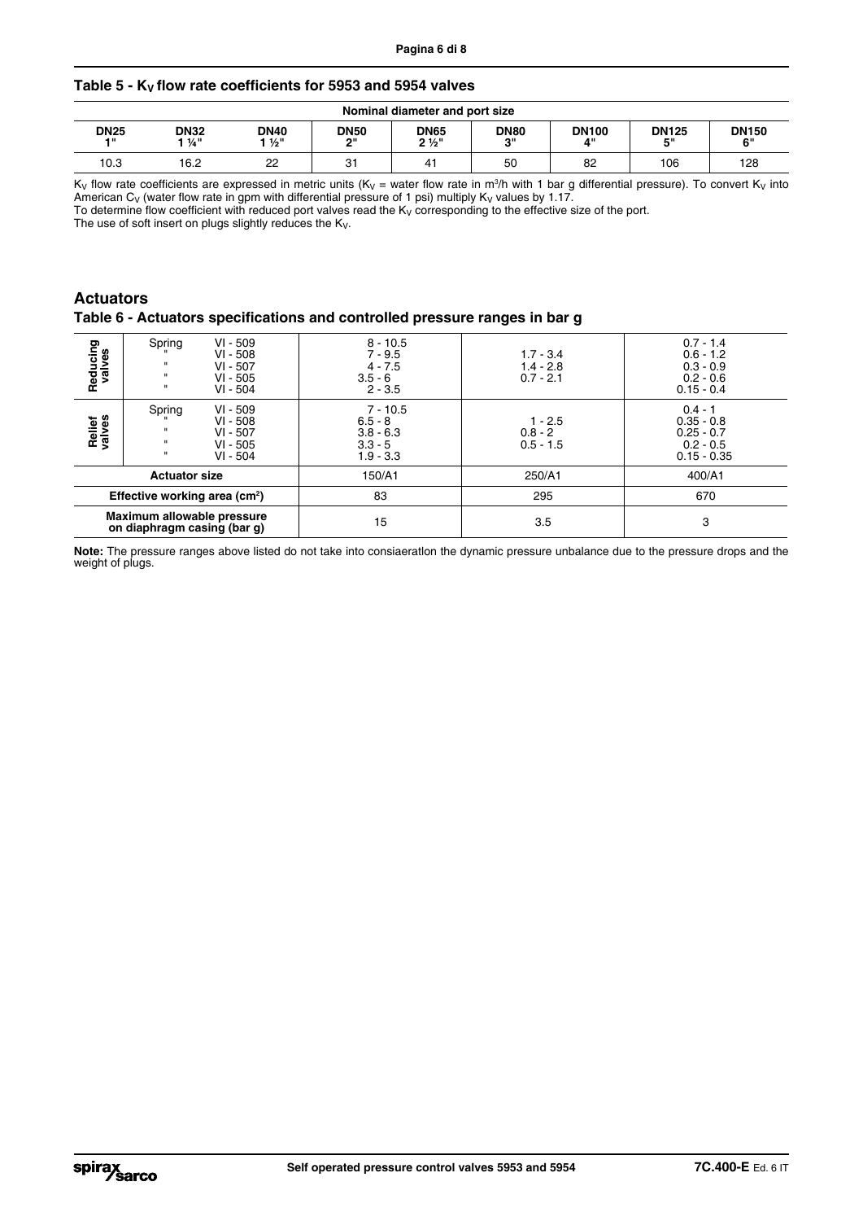## Table 5 - $K_V$ flow rate coefficients for 5953 and 5954 valves

| Nominal diameter and port size | | | | | | | | |
|---|---|---|---|---|---|---|---|---|
| **DN25 1"** | **DN32 1 ¼"** | **DN40 1 ½"** | **DN50 2"** | **DN65 2 ½"** | **DN80 3"** | **DN100 4"** | **DN125 5"** | **DN150 6"** |
| 10.3 | 16.2 | 22 | 31 | 41 | 50 | 82 | 106 | 128 |

$K_V$ flow rate coefficients are expressed in metric units ($K_V$ = water flow rate in m³/h with 1 bar g differential pressure). To convert $K_V$ into American $C_V$ (water flow rate in gpm with differential pressure of 1 psi) multiply $K_V$ values by 1.17.
To determine flow coefficient with reduced port valves read the $K_V$ corresponding to the effective size of the port.
The use of soft insert on plugs slightly reduces the $K_V$.

## Actuators

### Table 6 - Actuators specifications and controlled pressure ranges in bar g

| | | | | | |
|---|---|---|---|---|---|
| Reducing valves | Spring | VI - 509 | 8 - 10.5 | | 0.7 - 1.4 |
| | " | VI - 508 | 7 - 9.5 | 1.7 - 3.4 | 0.6 - 1.2 |
| | " | VI - 507 | 4 - 7.5 | 1.4 - 2.8 | 0.3 - 0.9 |
| | " | VI - 505 | 3.5 - 6 | 0.7 - 2.1 | 0.2 - 0.6 |
| | " | VI - 504 | 2 - 3.5 | | 0.15 - 0.4 |
| Relief valves | Spring | VI - 509 | 7 - 10.5 | | 0.4 - 1 |
| | " | VI - 508 | 6.5 - 8 | 1 - 2.5 | 0.35 - 0.8 |
| | " | VI - 507 | 3.8 - 6.3 | 0.8 - 2 | 0.25 - 0.7 |
| | " | VI - 505 | 3.3 - 5 | 0.5 - 1.5 | 0.2 - 0.5 |
| | " | VI - 504 | 1.9 - 3.3 | | 0.15 - 0.35 |
| **Actuator size** | | | 150/A1 | 250/A1 | 400/A1 |
| **Effective working area (cm²)** | | | 83 | 295 | 670 |
| **Maximum allowable pressure on diaphragm casing (bar g)** | | | 15 | 3.5 | 3 |

**Note:** The pressure ranges above listed do not take into consiaeratlon the dynamic pressure unbalance due to the pressure drops and the weight of plugs.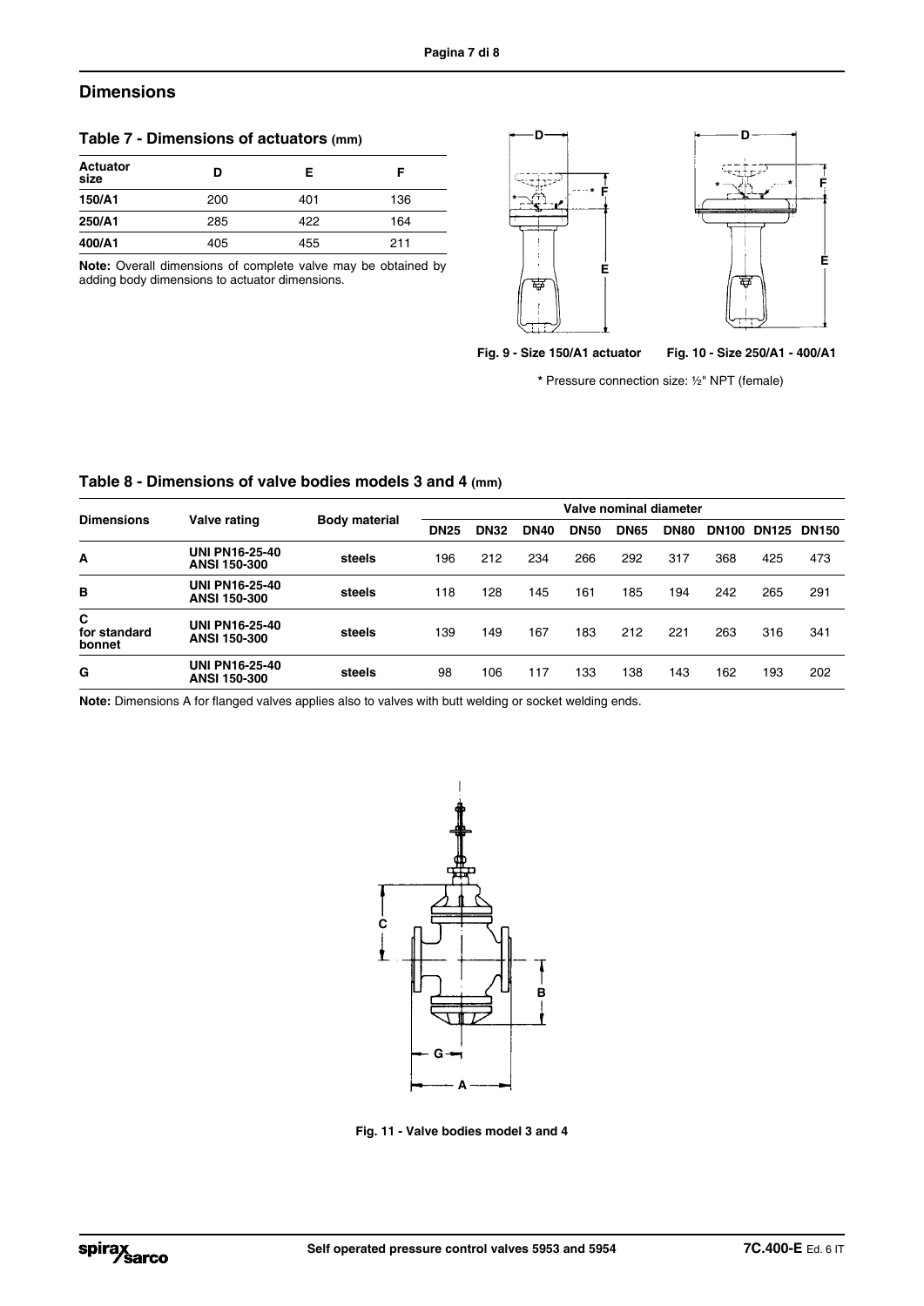## Dimensions

### Table 7 - Dimensions of actuators (mm)

| Actuator size | D | E | F |
|---|---|---|---|
| 150/A1 | 200 | 401 | 136 |
| 250/A1 | 285 | 422 | 164 |
| 400/A1 | 405 | 455 | 211 |

**Note:** Overall dimensions of complete valve may be obtained by adding body dimensions to actuator dimensions.

D
F
E

**Fig. 9 - Size 150/A1 actuator**

D
F
E

**Fig. 10 - Size 250/A1 - 400/A1**

\* Pressure connection size: ½" NPT (female)

### Table 8 - Dimensions of valve bodies models 3 and 4 (mm)

| Dimensions | Valve rating | Body material | Valve nominal diameter | | | | | | | | |
|---|---|---|---|---|---|---|---|---|---|---|---|
| | | | DN25 | DN32 | DN40 | DN50 | DN65 | DN80 | DN100 | DN125 | DN150 |
| A | UNI PN16-25-40 ANSI 150-300 | steels | 196 | 212 | 234 | 266 | 292 | 317 | 368 | 425 | 473 |
| B | UNI PN16-25-40 ANSI 150-300 | steels | 118 | 128 | 145 | 161 | 185 | 194 | 242 | 265 | 291 |
| C for standard bonnet | UNI PN16-25-40 ANSI 150-300 | steels | 139 | 149 | 167 | 183 | 212 | 221 | 263 | 316 | 341 |
| G | UNI PN16-25-40 ANSI 150-300 | steels | 98 | 106 | 117 | 133 | 138 | 143 | 162 | 193 | 202 |

**Note:** Dimensions A for flanged valves applies also to valves with butt welding or socket welding ends.

C
B
G
A

**Fig. 11 - Valve bodies model 3 and 4**